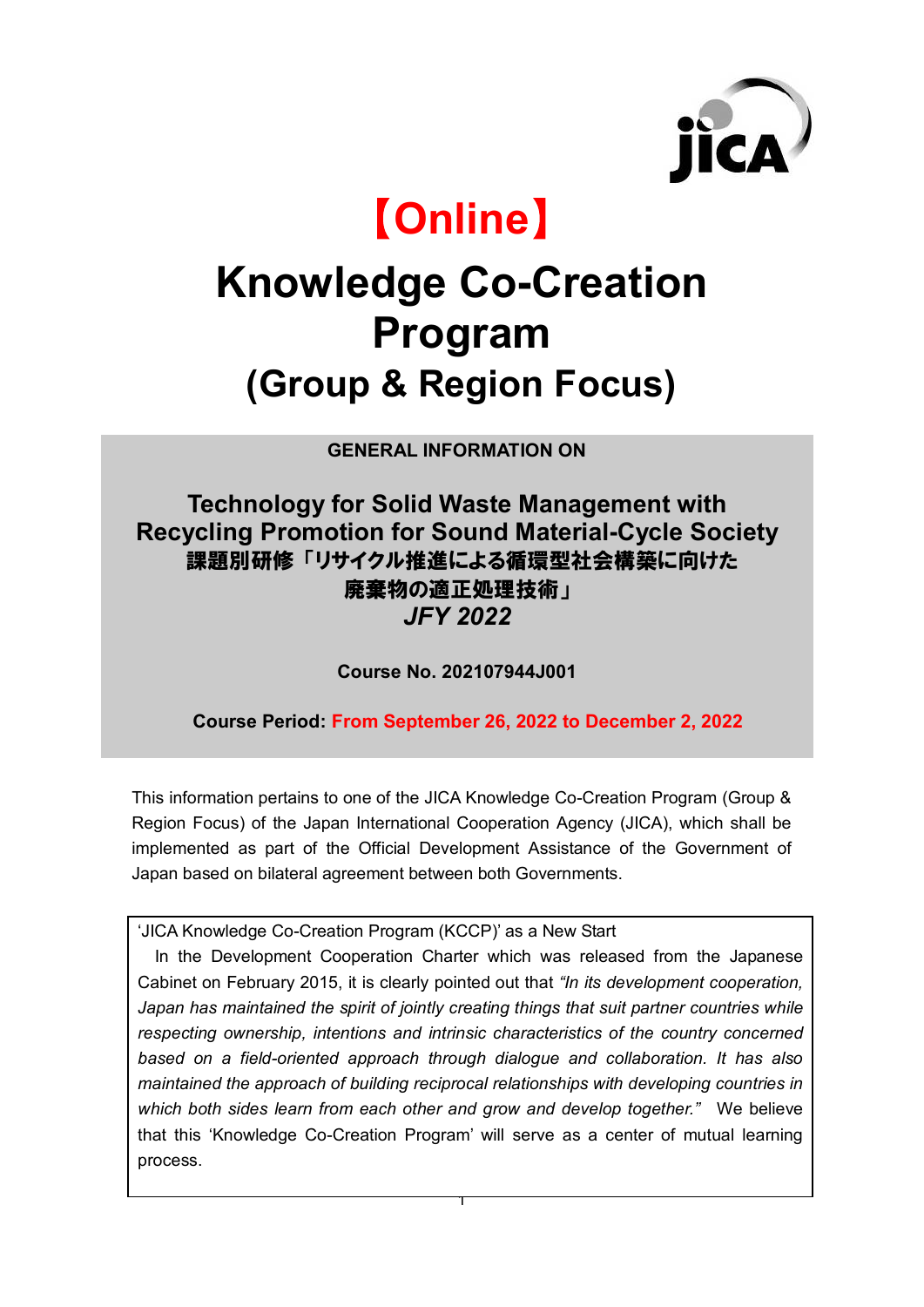# 【Online】

# Knowledge Co-Creation Program (Group & Region Focus)

**GENERAL INFORMATION ON**

## Technology for Solid Waste Management with Recycling Promotion for Sound Material-Cycle Society

## 課題別研修「リサイクル推進による循環型社会構築に向けた廃棄物の適正処理技術」

## *JFY 2022*

**Course No. 202107944J001**

**Course Period: From September 26, 2022 to December 2, 2022**

This information pertains to one of the JICA Knowledge Co-Creation Program (Group & Region Focus) of the Japan International Cooperation Agency (JICA), which shall be implemented as part of the Official Development Assistance of the Government of Japan based on bilateral agreement between both Governments.

'JICA Knowledge Co-Creation Program (KCCP)' as a New Start

In the Development Cooperation Charter which was released from the Japanese Cabinet on February 2015, it is clearly pointed out that *"In its development cooperation, Japan has maintained the spirit of jointly creating things that suit partner countries while respecting ownership, intentions and intrinsic characteristics of the country concerned based on a field-oriented approach through dialogue and collaboration. It has also maintained the approach of building reciprocal relationships with developing countries in which both sides learn from each other and grow and develop together."* We believe that this 'Knowledge Co-Creation Program' will serve as a center of mutual learning process.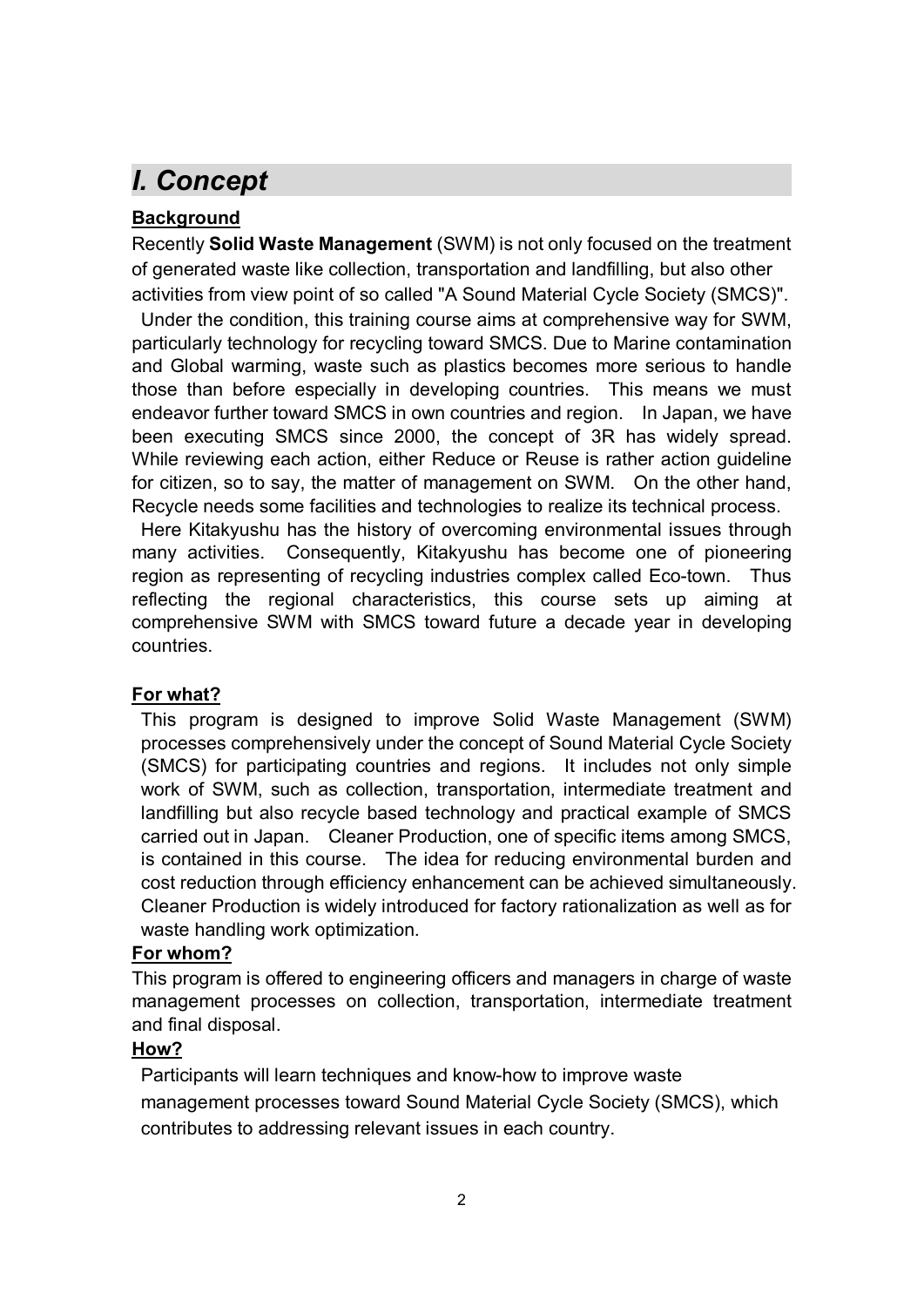# *I. Concept*

**Background**

Recently **Solid Waste Management** (SWM) is not only focused on the treatment of generated waste like collection, transportation and landfilling, but also other activities from view point of so called "A Sound Material Cycle Society (SMCS)".

Under the condition, this training course aims at comprehensive way for SWM, particularly technology for recycling toward SMCS. Due to Marine contamination and Global warming, waste such as plastics becomes more serious to handle those than before especially in developing countries. This means we must endeavor further toward SMCS in own countries and region. In Japan, we have been executing SMCS since 2000, the concept of 3R has widely spread. While reviewing each action, either Reduce or Reuse is rather action guideline for citizen, so to say, the matter of management on SWM. On the other hand, Recycle needs some facilities and technologies to realize its technical process.

Here Kitakyushu has the history of overcoming environmental issues through many activities. Consequently, Kitakyushu has become one of pioneering region as representing of recycling industries complex called Eco-town. Thus reflecting the regional characteristics, this course sets up aiming at comprehensive SWM with SMCS toward future a decade year in developing countries.

**For what?**

This program is designed to improve Solid Waste Management (SWM) processes comprehensively under the concept of Sound Material Cycle Society (SMCS) for participating countries and regions. It includes not only simple work of SWM, such as collection, transportation, intermediate treatment and landfilling but also recycle based technology and practical example of SMCS carried out in Japan. Cleaner Production, one of specific items among SMCS, is contained in this course. The idea for reducing environmental burden and cost reduction through efficiency enhancement can be achieved simultaneously. Cleaner Production is widely introduced for factory rationalization as well as for waste handling work optimization.

**For whom?**

This program is offered to engineering officers and managers in charge of waste management processes on collection, transportation, intermediate treatment and final disposal.

**How?**

Participants will learn techniques and know-how to improve waste management processes toward Sound Material Cycle Society (SMCS), which contributes to addressing relevant issues in each country.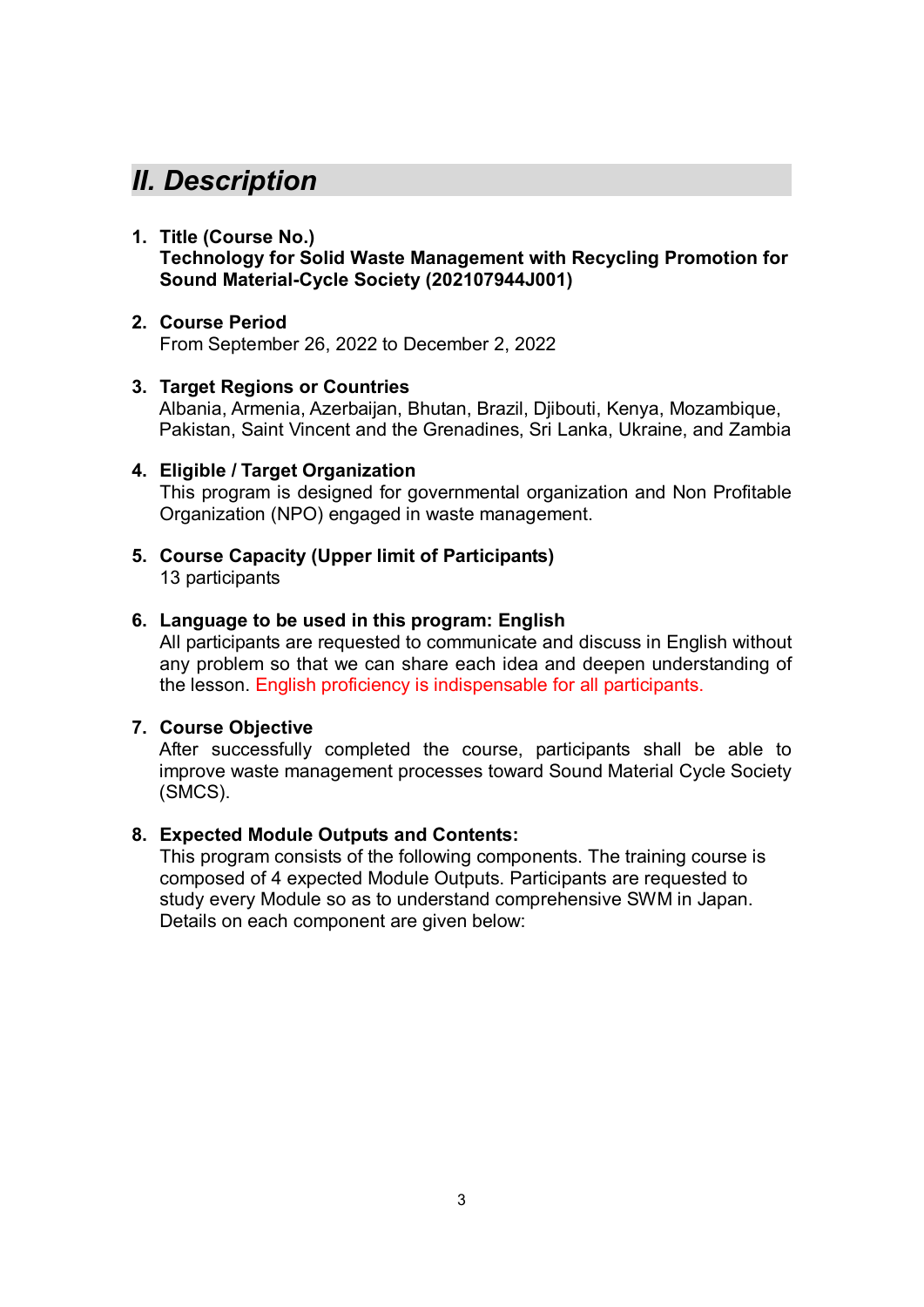## *II. Description*

1. **Title (Course No.)**
   **Technology for Solid Waste Management with Recycling Promotion for Sound Material-Cycle Society (202107944J001)**

2. **Course Period**
   From September 26, 2022 to December 2, 2022

3. **Target Regions or Countries**
   Albania, Armenia, Azerbaijan, Bhutan, Brazil, Djibouti, Kenya, Mozambique, Pakistan, Saint Vincent and the Grenadines, Sri Lanka, Ukraine, and Zambia

4. **Eligible / Target Organization**
   This program is designed for governmental organization and Non Profitable Organization (NPO) engaged in waste management.

5. **Course Capacity (Upper limit of Participants)**
   13 participants

6. **Language to be used in this program: English**
   All participants are requested to communicate and discuss in English without any problem so that we can share each idea and deepen understanding of the lesson. English proficiency is indispensable for all participants.

7. **Course Objective**
   After successfully completed the course, participants shall be able to improve waste management processes toward Sound Material Cycle Society (SMCS).

8. **Expected Module Outputs and Contents:**
   This program consists of the following components. The training course is composed of 4 expected Module Outputs. Participants are requested to study every Module so as to understand comprehensive SWM in Japan. Details on each component are given below: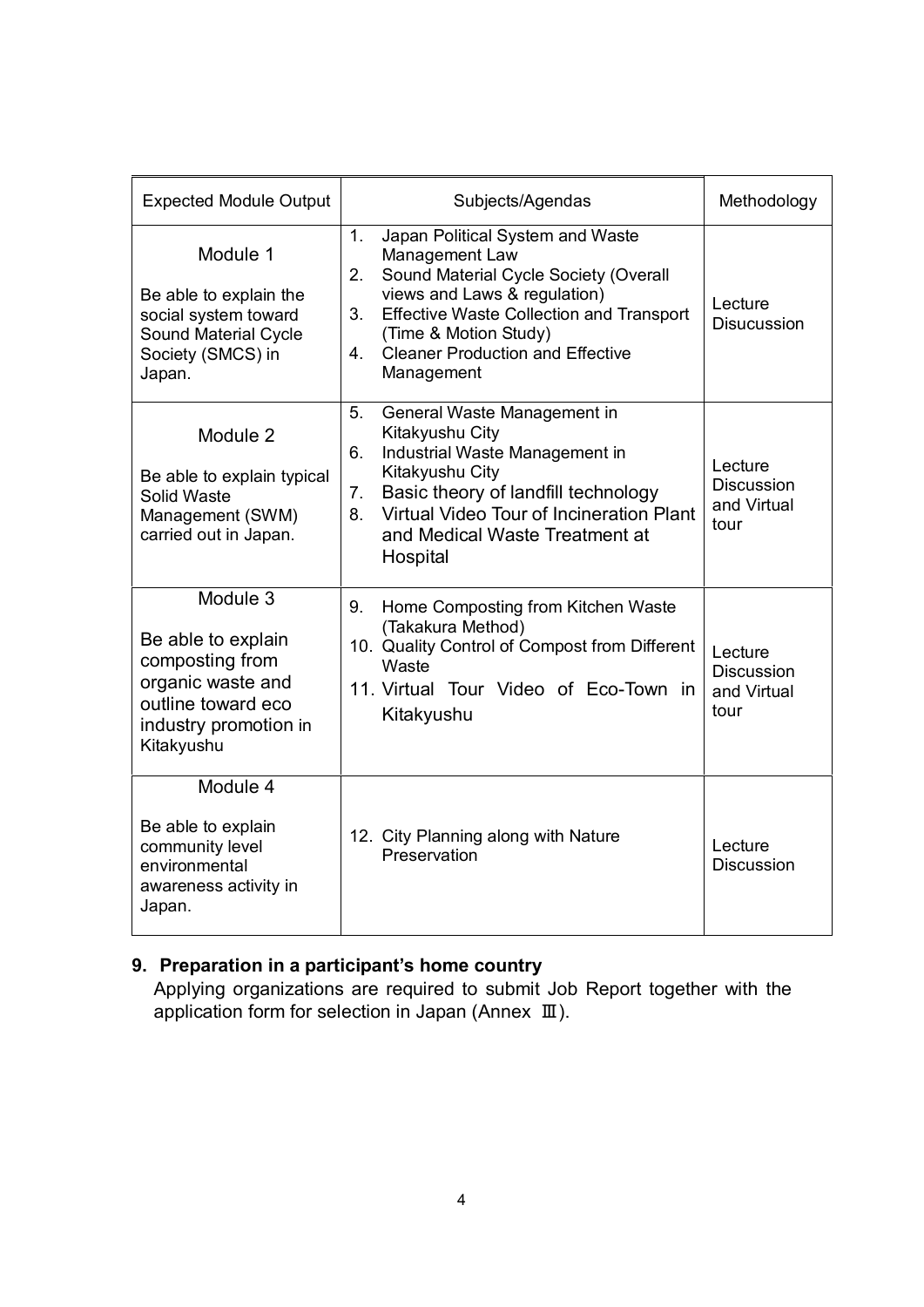| Expected Module Output | Subjects/Agendas | Methodology |
|---|---|---|
| Module 1<br><br>Be able to explain the social system toward Sound Material Cycle Society (SMCS) in Japan. | 1. Japan Political System and Waste Management Law<br>2. Sound Material Cycle Society (Overall views and Laws & regulation)<br>3. Effective Waste Collection and Transport (Time & Motion Study)<br>4. Cleaner Production and Effective Management | Lecture<br>Disucussion |
| Module 2<br><br>Be able to explain typical Solid Waste Management (SWM) carried out in Japan. | 5. General Waste Management in Kitakyushu City<br>6. Industrial Waste Management in Kitakyushu City<br>7. Basic theory of landfill technology<br>8. Virtual Video Tour of Incineration Plant and Medical Waste Treatment at Hospital | Lecture<br>Discussion and Virtual tour |
| Module 3<br><br>Be able to explain composting from organic waste and outline toward eco industry promotion in Kitakyushu | 9. Home Composting from Kitchen Waste (Takakura Method)<br>10. Quality Control of Compost from Different Waste<br>11. Virtual Tour Video of Eco-Town in Kitakyushu | Lecture<br>Discussion and Virtual tour |
| Module 4<br><br>Be able to explain community level environmental awareness activity in Japan. | 12. City Planning along with Nature Preservation | Lecture<br>Discussion |

## 9. Preparation in a participant's home country

Applying organizations are required to submit Job Report together with the application form for selection in Japan (Annex Ⅲ).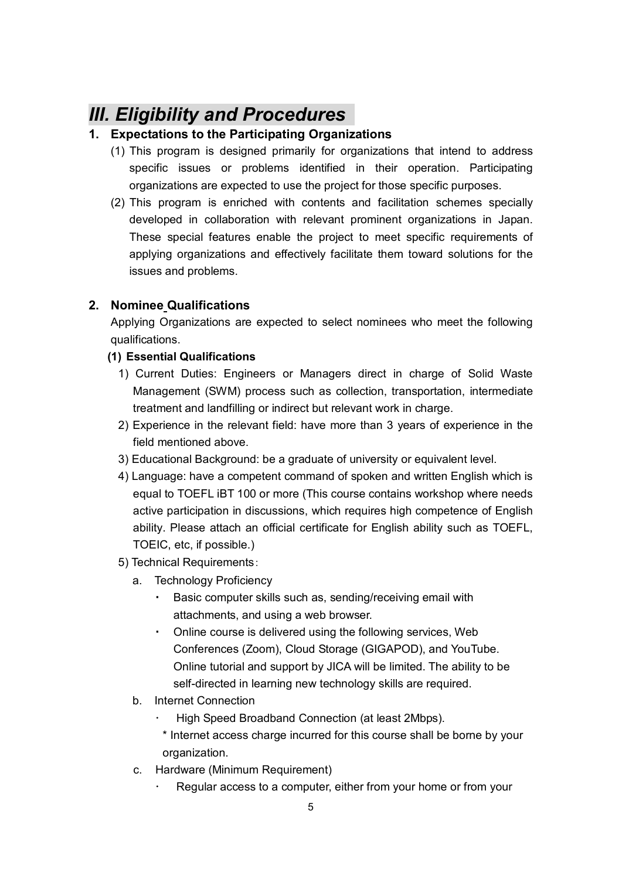# *III. Eligibility and Procedures*

## 1. Expectations to the Participating Organizations

(1) This program is designed primarily for organizations that intend to address specific issues or problems identified in their operation. Participating organizations are expected to use the project for those specific purposes.

(2) This program is enriched with contents and facilitation schemes specially developed in collaboration with relevant prominent organizations in Japan. These special features enable the project to meet specific requirements of applying organizations and effectively facilitate them toward solutions for the issues and problems.

## 2. Nominee Qualifications

Applying Organizations are expected to select nominees who meet the following qualifications.

**(1) Essential Qualifications**

1) Current Duties: Engineers or Managers direct in charge of Solid Waste Management (SWM) process such as collection, transportation, intermediate treatment and landfilling or indirect but relevant work in charge.

2) Experience in the relevant field: have more than 3 years of experience in the field mentioned above.

3) Educational Background: be a graduate of university or equivalent level.

4) Language: have a competent command of spoken and written English which is equal to TOEFL iBT 100 or more (This course contains workshop where needs active participation in discussions, which requires high competence of English ability. Please attach an official certificate for English ability such as TOEFL, TOEIC, etc, if possible.)

5) Technical Requirements：

a. Technology Proficiency

- Basic computer skills such as, sending/receiving email with attachments, and using a web browser.
- Online course is delivered using the following services, Web Conferences (Zoom), Cloud Storage (GIGAPOD), and YouTube. Online tutorial and support by JICA will be limited. The ability to be self-directed in learning new technology skills are required.

b. Internet Connection

- High Speed Broadband Connection (at least 2Mbps).

  * Internet access charge incurred for this course shall be borne by your organization.

c. Hardware (Minimum Requirement)

- Regular access to a computer, either from your home or from your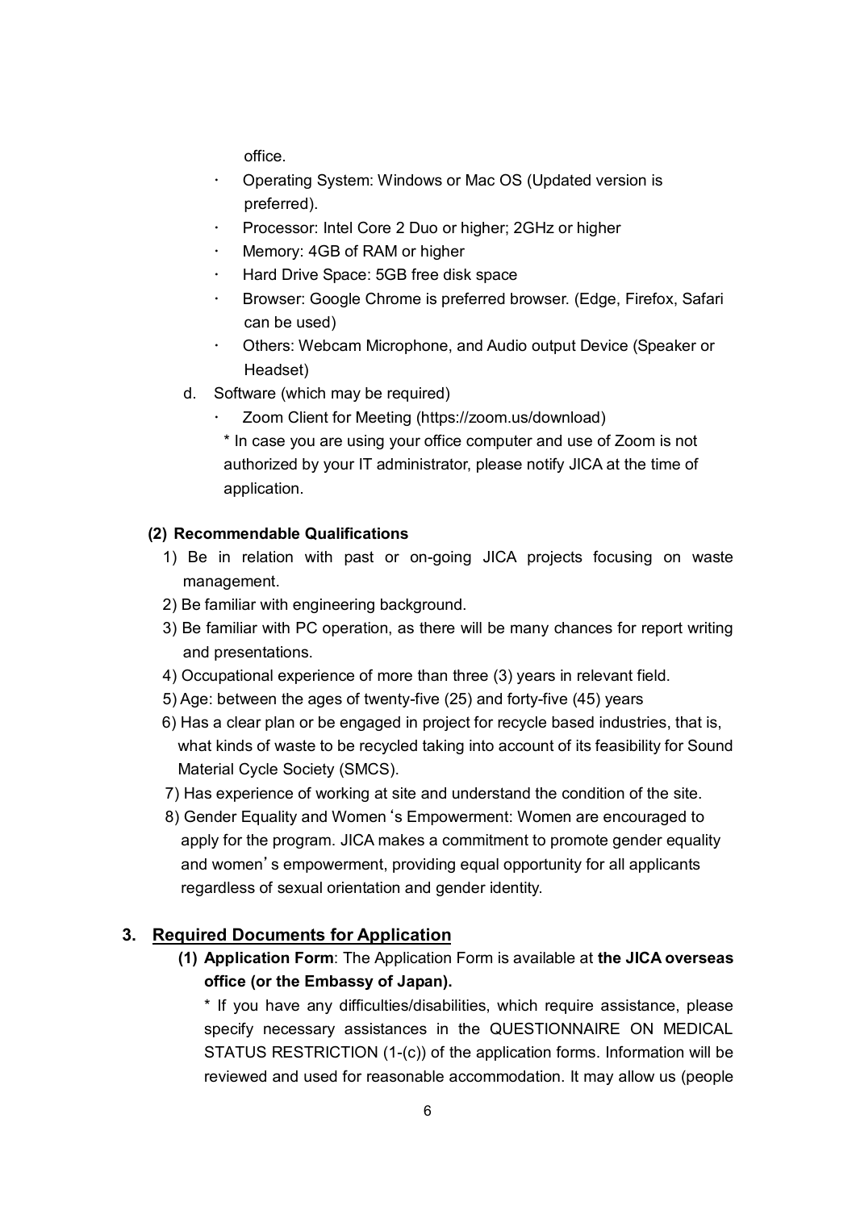office.

- Operating System: Windows or Mac OS (Updated version is preferred).
- Processor: Intel Core 2 Duo or higher; 2GHz or higher
- Memory: 4GB of RAM or higher
- Hard Drive Space: 5GB free disk space
- Browser: Google Chrome is preferred browser. (Edge, Firefox, Safari can be used)
- Others: Webcam Microphone, and Audio output Device (Speaker or Headset)

d. Software (which may be required)

- Zoom Client for Meeting (https://zoom.us/download)

  * In case you are using your office computer and use of Zoom is not authorized by your IT administrator, please notify JICA at the time of application.

**(2) Recommendable Qualifications**

1) Be in relation with past or on-going JICA projects focusing on waste management.
2) Be familiar with engineering background.
3) Be familiar with PC operation, as there will be many chances for report writing and presentations.
4) Occupational experience of more than three (3) years in relevant field.
5) Age: between the ages of twenty-five (25) and forty-five (45) years
6) Has a clear plan or be engaged in project for recycle based industries, that is, what kinds of waste to be recycled taking into account of its feasibility for Sound Material Cycle Society (SMCS).
7) Has experience of working at site and understand the condition of the site.
8) Gender Equality and Women's Empowerment: Women are encouraged to apply for the program. JICA makes a commitment to promote gender equality and women's empowerment, providing equal opportunity for all applicants regardless of sexual orientation and gender identity.

## 3. Required Documents for Application

**(1) Application Form**: The Application Form is available at **the JICA overseas office (or the Embassy of Japan).**

* If you have any difficulties/disabilities, which require assistance, please specify necessary assistances in the QUESTIONNAIRE ON MEDICAL STATUS RESTRICTION (1-(c)) of the application forms. Information will be reviewed and used for reasonable accommodation. It may allow us (people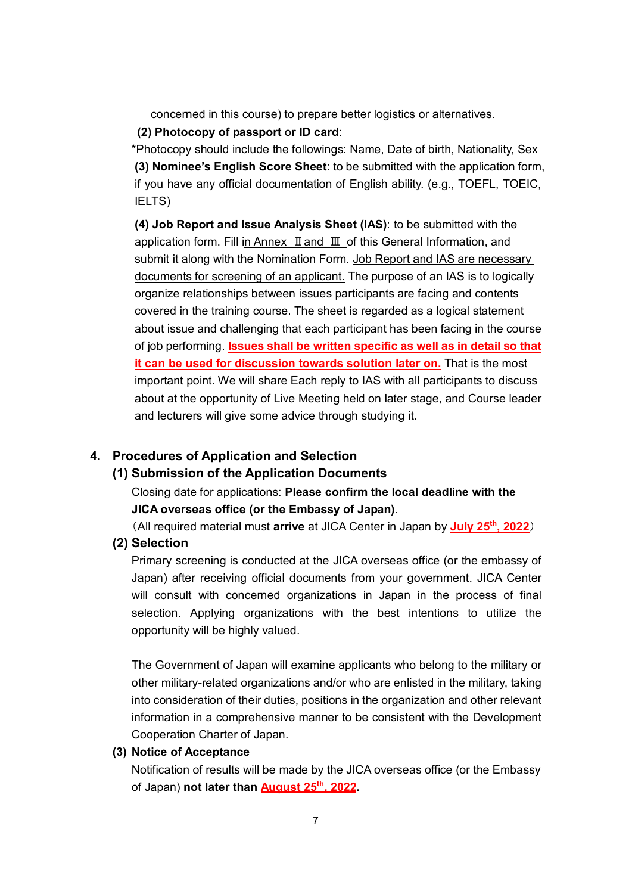concerned in this course) to prepare better logistics or alternatives.

**(2) Photocopy of passport** or **ID card**:

*Photocopy should include the followings: Name, Date of birth, Nationality, Sex

**(3) Nominee's English Score Sheet**: to be submitted with the application form, if you have any official documentation of English ability. (e.g., TOEFL, TOEIC, IELTS)

**(4) Job Report and Issue Analysis Sheet (IAS)**: to be submitted with the application form. Fill in Annex Ⅱ and Ⅲ of this General Information, and submit it along with the Nomination Form. Job Report and IAS are necessary documents for screening of an applicant. The purpose of an IAS is to logically organize relationships between issues participants are facing and contents covered in the training course. The sheet is regarded as a logical statement about issue and challenging that each participant has been facing in the course of job performing. **Issues shall be written specific as well as in detail so that it can be used for discussion towards solution later on.** That is the most important point. We will share Each reply to IAS with all participants to discuss about at the opportunity of Live Meeting held on later stage, and Course leader and lecturers will give some advice through studying it.

## 4. Procedures of Application and Selection

### (1) Submission of the Application Documents

Closing date for applications: **Please confirm the local deadline with the JICA overseas office (or the Embassy of Japan)**.

(All required material must **arrive** at JICA Center in Japan by **July 25th, 2022**)

### (2) Selection

Primary screening is conducted at the JICA overseas office (or the embassy of Japan) after receiving official documents from your government. JICA Center will consult with concerned organizations in Japan in the process of final selection. Applying organizations with the best intentions to utilize the opportunity will be highly valued.

The Government of Japan will examine applicants who belong to the military or other military-related organizations and/or who are enlisted in the military, taking into consideration of their duties, positions in the organization and other relevant information in a comprehensive manner to be consistent with the Development Cooperation Charter of Japan.

### (3) Notice of Acceptance

Notification of results will be made by the JICA overseas office (or the Embassy of Japan) **not later than August 25th, 2022.**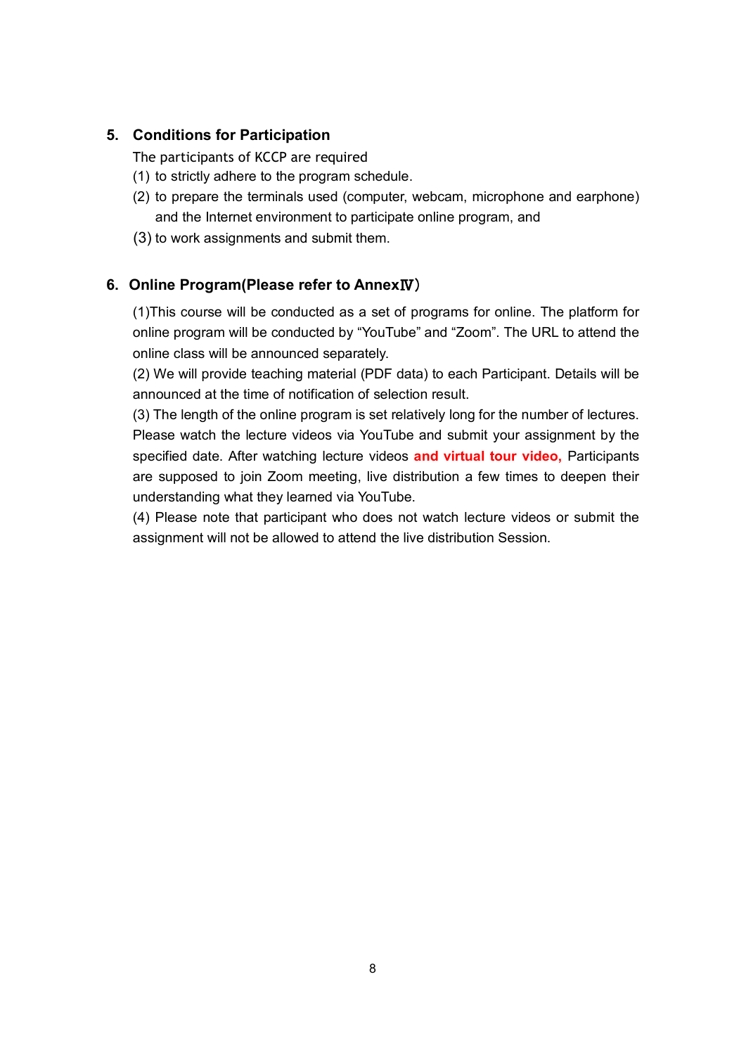## 5. Conditions for Participation

The participants of KCCP are required

(1) to strictly adhere to the program schedule.

(2) to prepare the terminals used (computer, webcam, microphone and earphone) and the Internet environment to participate online program, and

(3) to work assignments and submit them.

## 6. Online Program(Please refer to AnnexⅣ)

(1)This course will be conducted as a set of programs for online. The platform for online program will be conducted by "YouTube" and "Zoom". The URL to attend the online class will be announced separately.

(2) We will provide teaching material (PDF data) to each Participant. Details will be announced at the time of notification of selection result.

(3) The length of the online program is set relatively long for the number of lectures. Please watch the lecture videos via YouTube and submit your assignment by the specified date. After watching lecture videos **and virtual tour video,** Participants are supposed to join Zoom meeting, live distribution a few times to deepen their understanding what they learned via YouTube.

(4) Please note that participant who does not watch lecture videos or submit the assignment will not be allowed to attend the live distribution Session.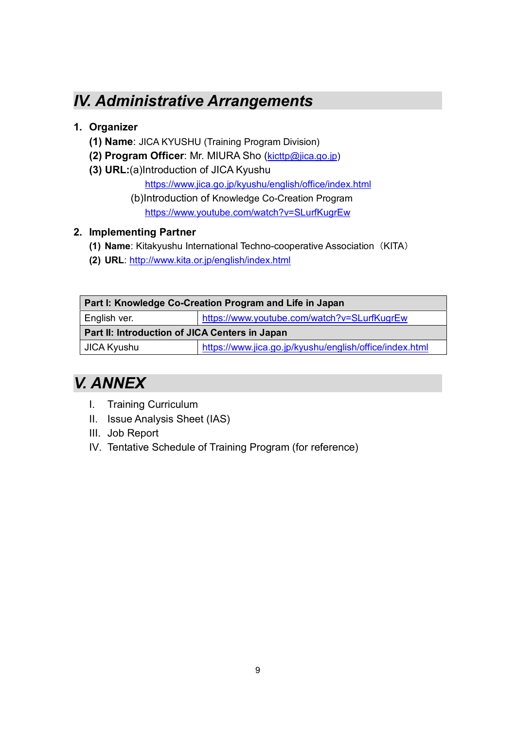## *IV. Administrative Arrangements*

1. **Organizer**
   **(1) Name**: JICA KYUSHU (Training Program Division)
   **(2) Program Officer**: Mr. MIURA Sho (kicttp@jica.go.jp)
   **(3) URL:**(a)Introduction of JICA Kyushu
   https://www.jica.go.jp/kyushu/english/office/index.html
   (b)Introduction of Knowledge Co-Creation Program
   https://www.youtube.com/watch?v=SLurfKugrEw

2. **Implementing Partner**
   **(1) Name**: Kitakyushu International Techno-cooperative Association（KITA）
   **(2) URL**: http://www.kita.or.jp/english/index.html

| **Part I: Knowledge Co-Creation Program and Life in Japan** | |
|---|---|
| English ver. | https://www.youtube.com/watch?v=SLurfKugrEw |
| **Part II: Introduction of JICA Centers in Japan** | |
| JICA Kyushu | https://www.jica.go.jp/kyushu/english/office/index.html |

## *V. ANNEX*

I. Training Curriculum
II. Issue Analysis Sheet (IAS)
III. Job Report
IV. Tentative Schedule of Training Program (for reference)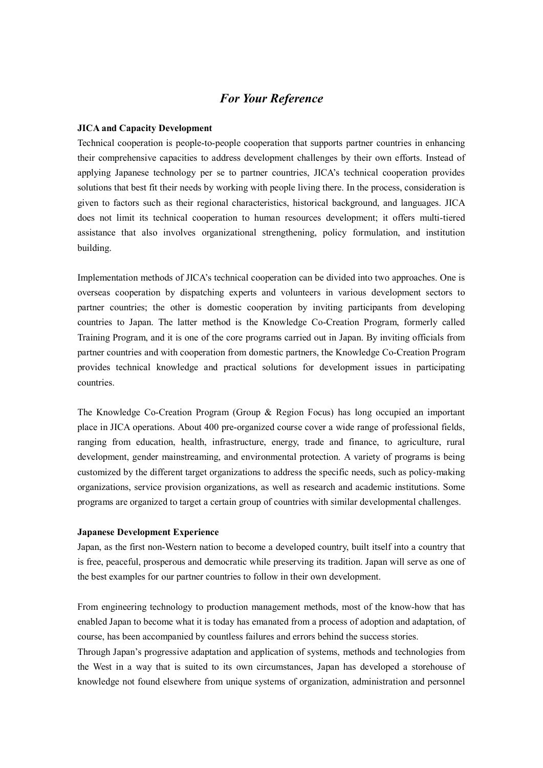## *For Your Reference*

**JICA and Capacity Development**

Technical cooperation is people-to-people cooperation that supports partner countries in enhancing their comprehensive capacities to address development challenges by their own efforts. Instead of applying Japanese technology per se to partner countries, JICA's technical cooperation provides solutions that best fit their needs by working with people living there. In the process, consideration is given to factors such as their regional characteristics, historical background, and languages. JICA does not limit its technical cooperation to human resources development; it offers multi-tiered assistance that also involves organizational strengthening, policy formulation, and institution building.

Implementation methods of JICA's technical cooperation can be divided into two approaches. One is overseas cooperation by dispatching experts and volunteers in various development sectors to partner countries; the other is domestic cooperation by inviting participants from developing countries to Japan. The latter method is the Knowledge Co-Creation Program, formerly called Training Program, and it is one of the core programs carried out in Japan. By inviting officials from partner countries and with cooperation from domestic partners, the Knowledge Co-Creation Program provides technical knowledge and practical solutions for development issues in participating countries.

The Knowledge Co-Creation Program (Group & Region Focus) has long occupied an important place in JICA operations. About 400 pre-organized course cover a wide range of professional fields, ranging from education, health, infrastructure, energy, trade and finance, to agriculture, rural development, gender mainstreaming, and environmental protection. A variety of programs is being customized by the different target organizations to address the specific needs, such as policy-making organizations, service provision organizations, as well as research and academic institutions. Some programs are organized to target a certain group of countries with similar developmental challenges.

**Japanese Development Experience**

Japan, as the first non-Western nation to become a developed country, built itself into a country that is free, peaceful, prosperous and democratic while preserving its tradition. Japan will serve as one of the best examples for our partner countries to follow in their own development.

From engineering technology to production management methods, most of the know-how that has enabled Japan to become what it is today has emanated from a process of adoption and adaptation, of course, has been accompanied by countless failures and errors behind the success stories.

Through Japan's progressive adaptation and application of systems, methods and technologies from the West in a way that is suited to its own circumstances, Japan has developed a storehouse of knowledge not found elsewhere from unique systems of organization, administration and personnel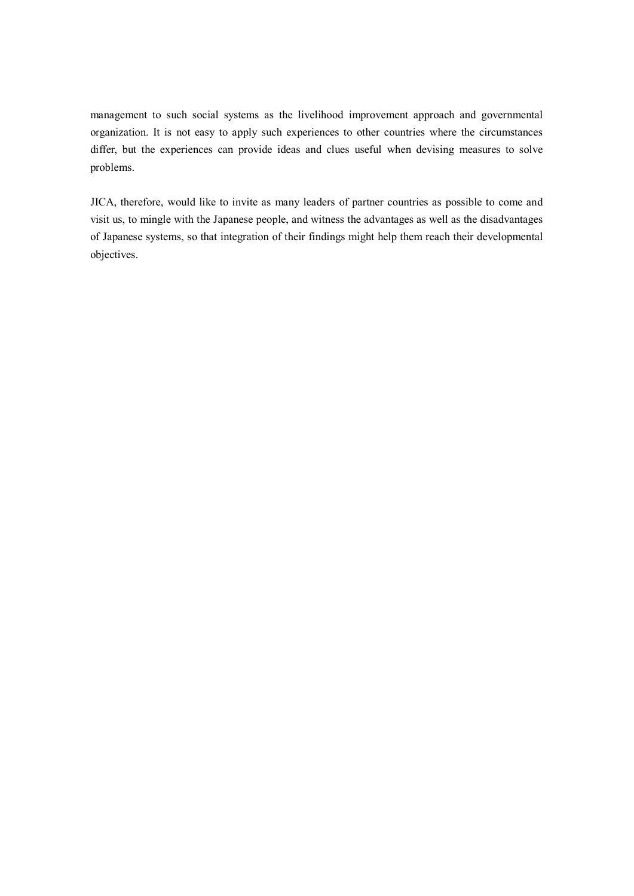management to such social systems as the livelihood improvement approach and governmental organization. It is not easy to apply such experiences to other countries where the circumstances differ, but the experiences can provide ideas and clues useful when devising measures to solve problems.

JICA, therefore, would like to invite as many leaders of partner countries as possible to come and visit us, to mingle with the Japanese people, and witness the advantages as well as the disadvantages of Japanese systems, so that integration of their findings might help them reach their developmental objectives.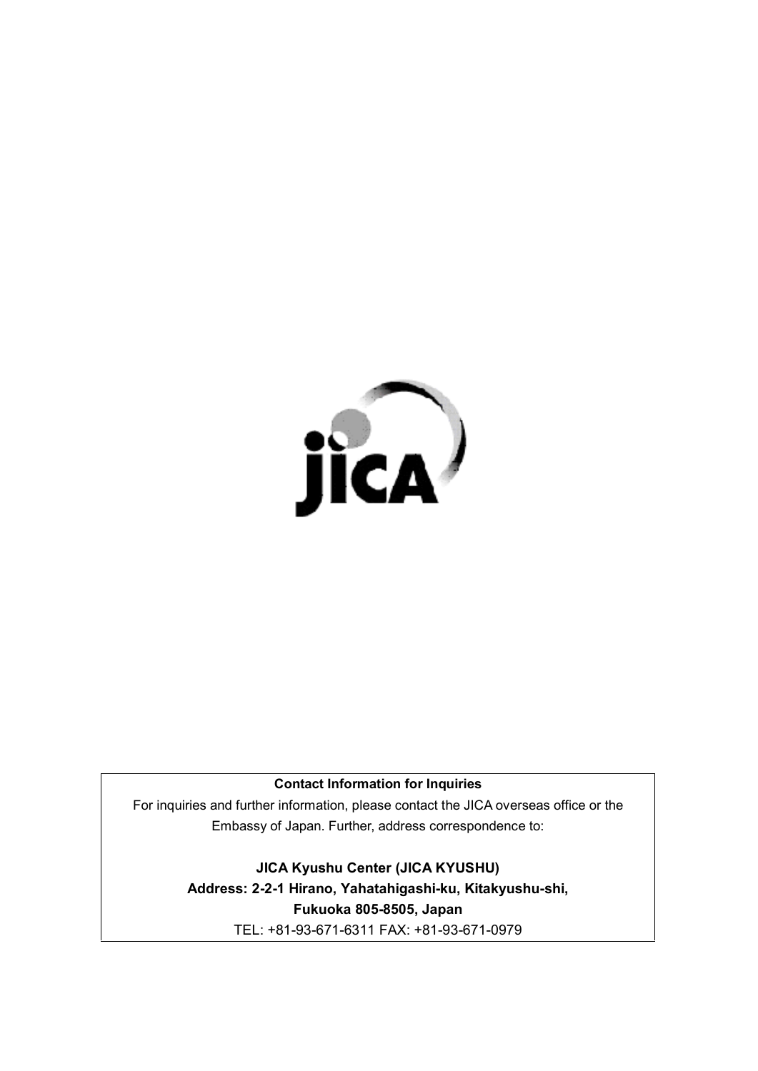**Contact Information for Inquiries**

For inquiries and further information, please contact the JICA overseas office or the Embassy of Japan. Further, address correspondence to:

**JICA Kyushu Center (JICA KYUSHU)**
**Address: 2-2-1 Hirano, Yahatahigashi-ku, Kitakyushu-shi,**
**Fukuoka 805-8505, Japan**
TEL: +81-93-671-6311 FAX: +81-93-671-0979